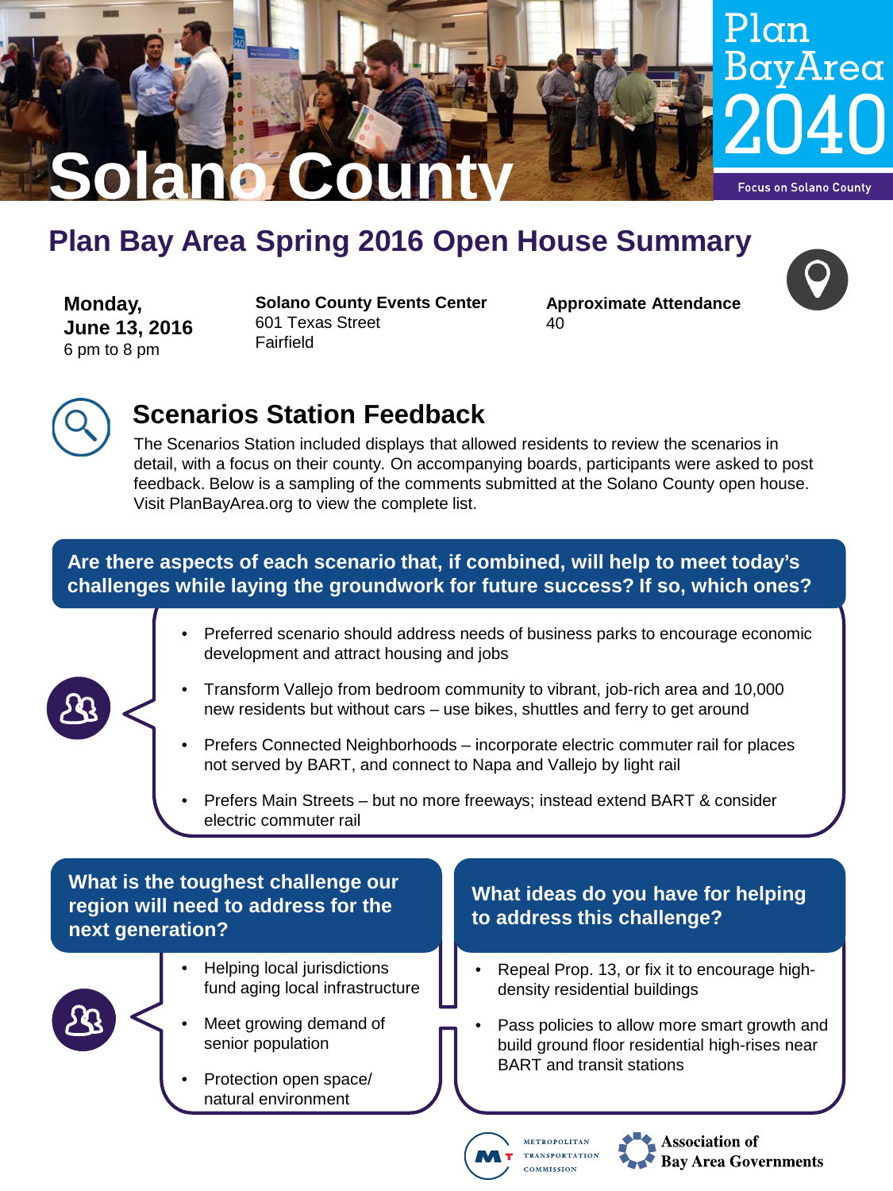# Solano County

Plan Bay Area 2040

Focus on Solano County

## Plan Bay Area Spring 2016 Open House Summary

**Monday, June 13, 2016**
6 pm to 8 pm

**Solano County Events Center**
601 Texas Street
Fairfield

**Approximate Attendance**
40

### Scenarios Station Feedback

The Scenarios Station included displays that allowed residents to review the scenarios in detail, with a focus on their county. On accompanying boards, participants were asked to post feedback. Below is a sampling of the comments submitted at the Solano County open house. Visit PlanBayArea.org to view the complete list.

**Are there aspects of each scenario that, if combined, will help to meet today's challenges while laying the groundwork for future success? If so, which ones?**

- Preferred scenario should address needs of business parks to encourage economic development and attract housing and jobs
- Transform Vallejo from bedroom community to vibrant, job-rich area and 10,000 new residents but without cars – use bikes, shuttles and ferry to get around
- Prefers Connected Neighborhoods – incorporate electric commuter rail for places not served by BART, and connect to Napa and Vallejo by light rail
- Prefers Main Streets – but no more freeways; instead extend BART & consider electric commuter rail

**What is the toughest challenge our region will need to address for the next generation?**

- Helping local jurisdictions fund aging local infrastructure
- Meet growing demand of senior population
- Protection open space/ natural environment

**What ideas do you have for helping to address this challenge?**

- Repeal Prop. 13, or fix it to encourage high-density residential buildings
- Pass policies to allow more smart growth and build ground floor residential high-rises near BART and transit stations

Metropolitan Transportation Commission

Association of Bay Area Governments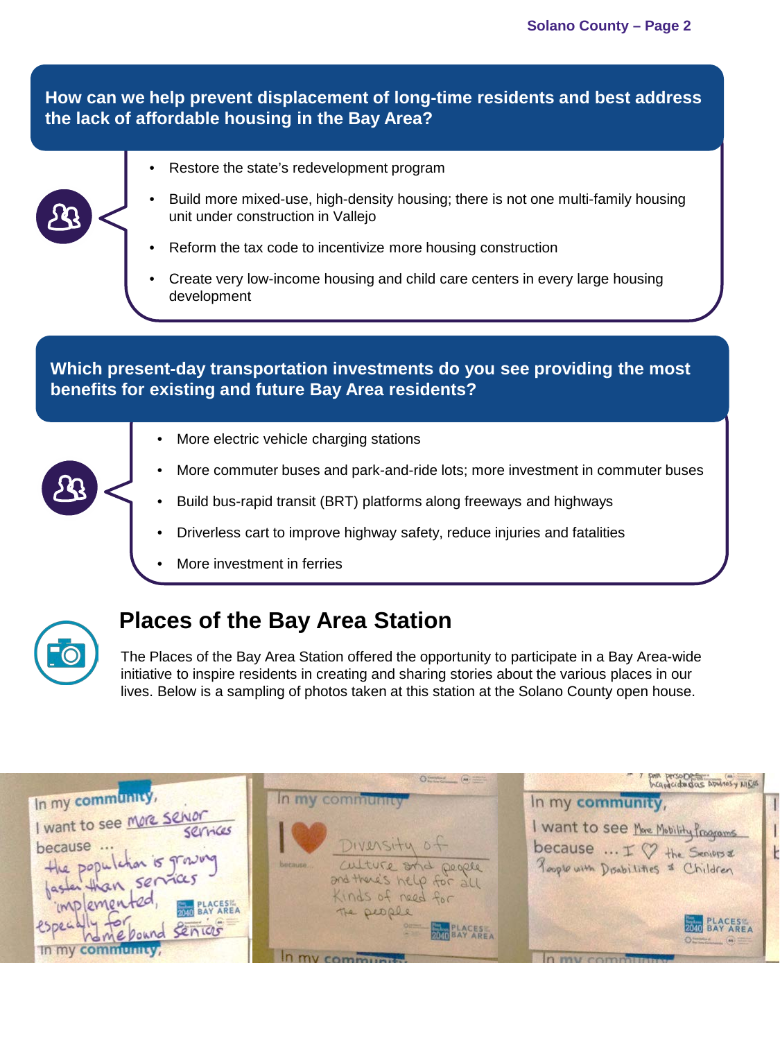**How can we help prevent displacement of long-time residents and best address the lack of affordable housing in the Bay Area?**

- Restore the state's redevelopment program
- Build more mixed-use, high-density housing; there is not one multi-family housing unit under construction in Vallejo
- Reform the tax code to incentivize more housing construction
- Create very low-income housing and child care centers in every large housing development

**Which present-day transportation investments do you see providing the most benefits for existing and future Bay Area residents?**

- More electric vehicle charging stations
- More commuter buses and park-and-ride lots; more investment in commuter buses
- Build bus-rapid transit (BRT) platforms along freeways and highways
- Driverless cart to improve highway safety, reduce injuries and fatalities
- More investment in ferries

## Places of the Bay Area Station

The Places of the Bay Area Station offered the opportunity to participate in a Bay Area-wide initiative to inspire residents in creating and sharing stories about the various places in our lives. Below is a sampling of photos taken at this station at the Solano County open house.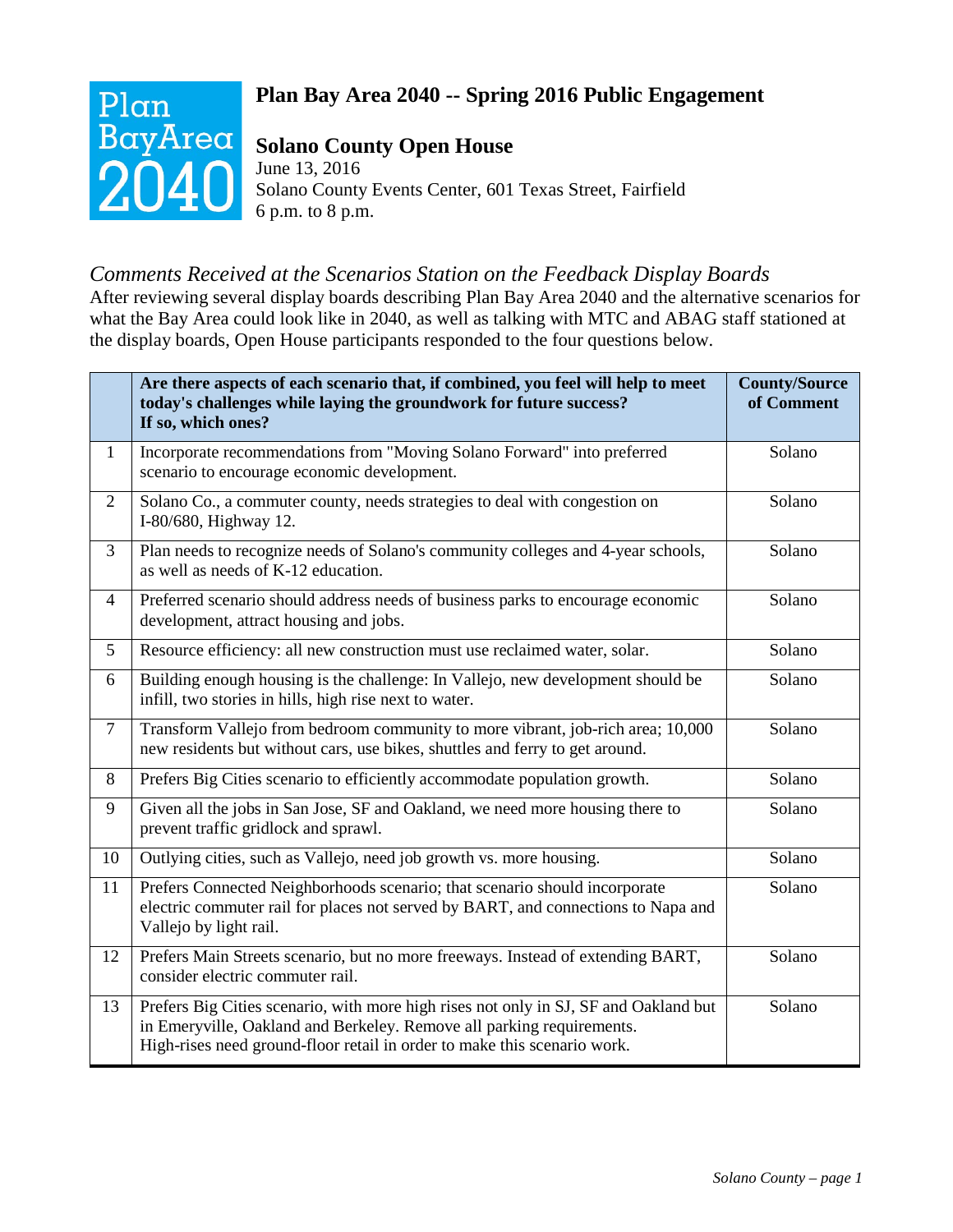# Plan Bay Area 2040 -- Spring 2016 Public Engagement

## Solano County Open House

June 13, 2016
Solano County Events Center, 601 Texas Street, Fairfield
6 p.m. to 8 p.m.

### *Comments Received at the Scenarios Station on the Feedback Display Boards*

After reviewing several display boards describing Plan Bay Area 2040 and the alternative scenarios for what the Bay Area could look like in 2040, as well as talking with MTC and ABAG staff stationed at the display boards, Open House participants responded to the four questions below.

| | **Are there aspects of each scenario that, if combined, you feel will help to meet today's challenges while laying the groundwork for future success? If so, which ones?** | **County/Source of Comment** |
|---|---|---|
| 1 | Incorporate recommendations from "Moving Solano Forward" into preferred scenario to encourage economic development. | Solano |
| 2 | Solano Co., a commuter county, needs strategies to deal with congestion on I-80/680, Highway 12. | Solano |
| 3 | Plan needs to recognize needs of Solano's community colleges and 4-year schools, as well as needs of K-12 education. | Solano |
| 4 | Preferred scenario should address needs of business parks to encourage economic development, attract housing and jobs. | Solano |
| 5 | Resource efficiency: all new construction must use reclaimed water, solar. | Solano |
| 6 | Building enough housing is the challenge: In Vallejo, new development should be infill, two stories in hills, high rise next to water. | Solano |
| 7 | Transform Vallejo from bedroom community to more vibrant, job-rich area; 10,000 new residents but without cars, use bikes, shuttles and ferry to get around. | Solano |
| 8 | Prefers Big Cities scenario to efficiently accommodate population growth. | Solano |
| 9 | Given all the jobs in San Jose, SF and Oakland, we need more housing there to prevent traffic gridlock and sprawl. | Solano |
| 10 | Outlying cities, such as Vallejo, need job growth vs. more housing. | Solano |
| 11 | Prefers Connected Neighborhoods scenario; that scenario should incorporate electric commuter rail for places not served by BART, and connections to Napa and Vallejo by light rail. | Solano |
| 12 | Prefers Main Streets scenario, but no more freeways. Instead of extending BART, consider electric commuter rail. | Solano |
| 13 | Prefers Big Cities scenario, with more high rises not only in SJ, SF and Oakland but in Emeryville, Oakland and Berkeley. Remove all parking requirements. High-rises need ground-floor retail in order to make this scenario work. | Solano |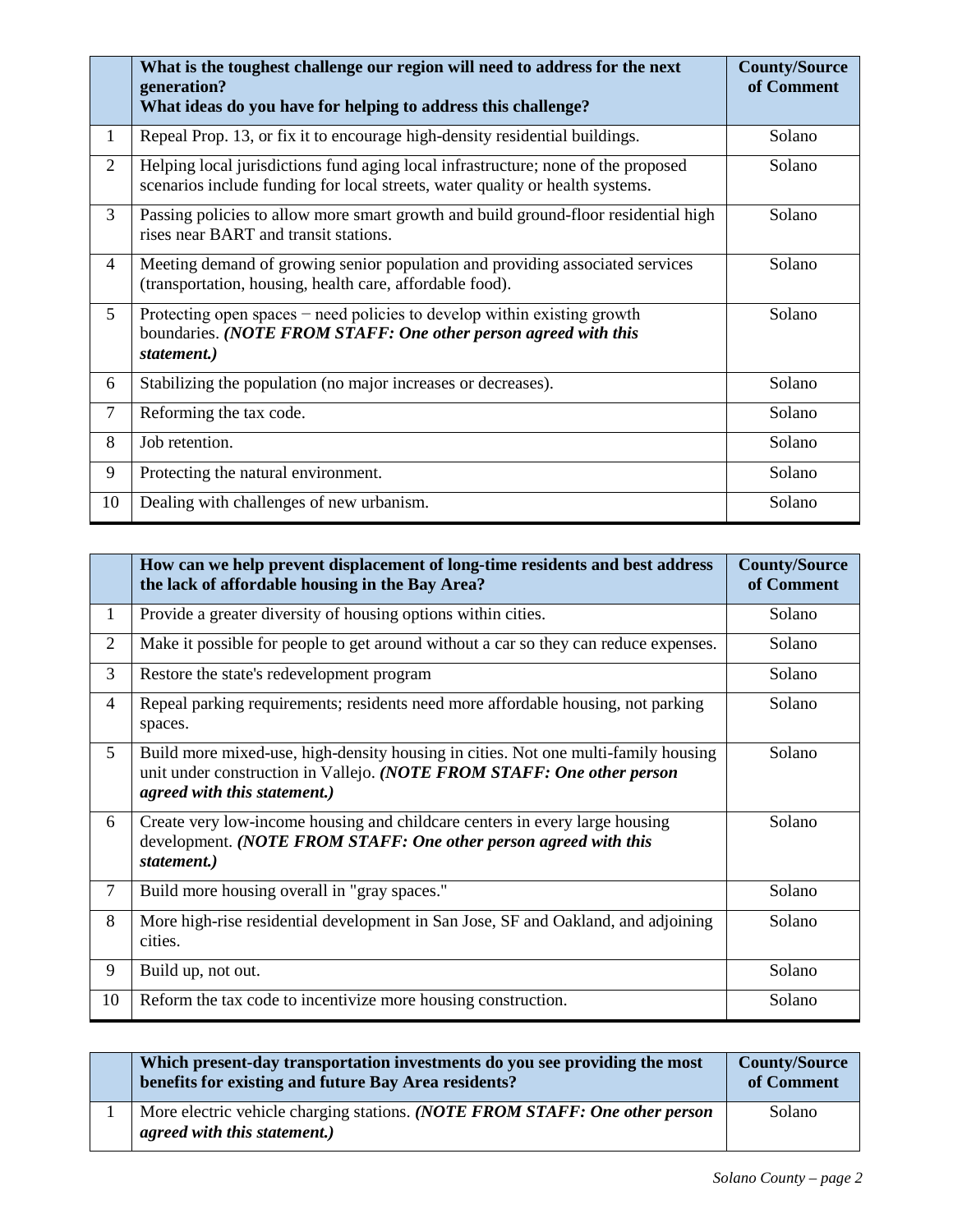| | What is the toughest challenge our region will need to address for the next generation?<br>What ideas do you have for helping to address this challenge? | County/Source of Comment |
|---|---|---|
| 1 | Repeal Prop. 13, or fix it to encourage high-density residential buildings. | Solano |
| 2 | Helping local jurisdictions fund aging local infrastructure; none of the proposed scenarios include funding for local streets, water quality or health systems. | Solano |
| 3 | Passing policies to allow more smart growth and build ground-floor residential high rises near BART and transit stations. | Solano |
| 4 | Meeting demand of growing senior population and providing associated services (transportation, housing, health care, affordable food). | Solano |
| 5 | Protecting open spaces − need policies to develop within existing growth boundaries. ***(NOTE FROM STAFF: One other person agreed with this statement.)*** | Solano |
| 6 | Stabilizing the population (no major increases or decreases). | Solano |
| 7 | Reforming the tax code. | Solano |
| 8 | Job retention. | Solano |
| 9 | Protecting the natural environment. | Solano |
| 10 | Dealing with challenges of new urbanism. | Solano |

| | How can we help prevent displacement of long-time residents and best address the lack of affordable housing in the Bay Area? | County/Source of Comment |
|---|---|---|
| 1 | Provide a greater diversity of housing options within cities. | Solano |
| 2 | Make it possible for people to get around without a car so they can reduce expenses. | Solano |
| 3 | Restore the state's redevelopment program | Solano |
| 4 | Repeal parking requirements; residents need more affordable housing, not parking spaces. | Solano |
| 5 | Build more mixed-use, high-density housing in cities. Not one multi-family housing unit under construction in Vallejo. ***(NOTE FROM STAFF: One other person agreed with this statement.)*** | Solano |
| 6 | Create very low-income housing and childcare centers in every large housing development. ***(NOTE FROM STAFF: One other person agreed with this statement.)*** | Solano |
| 7 | Build more housing overall in "gray spaces." | Solano |
| 8 | More high-rise residential development in San Jose, SF and Oakland, and adjoining cities. | Solano |
| 9 | Build up, not out. | Solano |
| 10 | Reform the tax code to incentivize more housing construction. | Solano |

| | Which present-day transportation investments do you see providing the most benefits for existing and future Bay Area residents? | County/Source of Comment |
|---|---|---|
| 1 | More electric vehicle charging stations. ***(NOTE FROM STAFF: One other person agreed with this statement.)*** | Solano |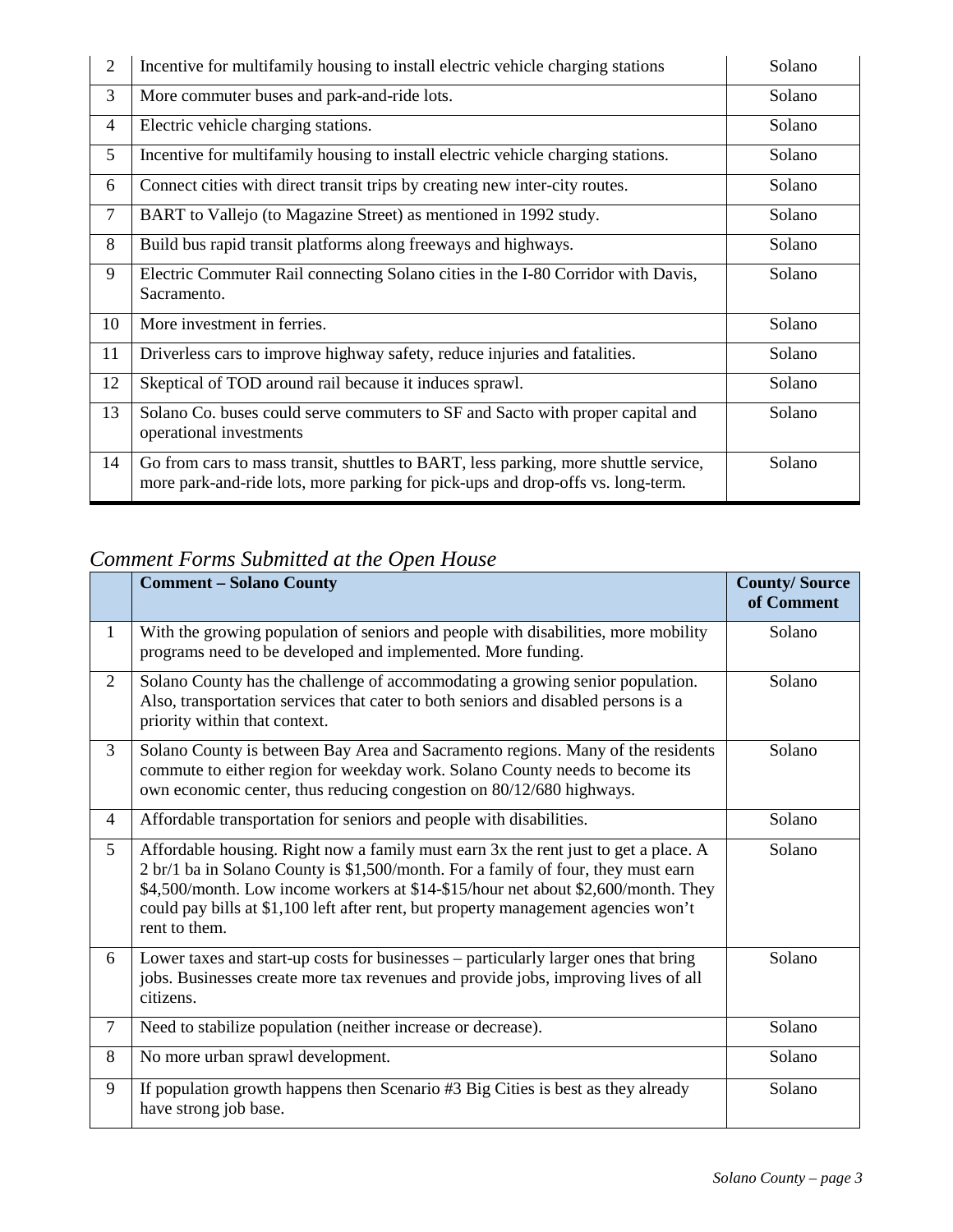| | | |
|---|---|---|
| 2 | Incentive for multifamily housing to install electric vehicle charging stations | Solano |
| 3 | More commuter buses and park-and-ride lots. | Solano |
| 4 | Electric vehicle charging stations. | Solano |
| 5 | Incentive for multifamily housing to install electric vehicle charging stations. | Solano |
| 6 | Connect cities with direct transit trips by creating new inter-city routes. | Solano |
| 7 | BART to Vallejo (to Magazine Street) as mentioned in 1992 study. | Solano |
| 8 | Build bus rapid transit platforms along freeways and highways. | Solano |
| 9 | Electric Commuter Rail connecting Solano cities in the I-80 Corridor with Davis, Sacramento. | Solano |
| 10 | More investment in ferries. | Solano |
| 11 | Driverless cars to improve highway safety, reduce injuries and fatalities. | Solano |
| 12 | Skeptical of TOD around rail because it induces sprawl. | Solano |
| 13 | Solano Co. buses could serve commuters to SF and Sacto with proper capital and operational investments | Solano |
| 14 | Go from cars to mass transit, shuttles to BART, less parking, more shuttle service, more park-and-ride lots, more parking for pick-ups and drop-offs vs. long-term. | Solano |

## *Comment Forms Submitted at the Open House*

| | **Comment – Solano County** | **County/ Source of Comment** |
|---|---|---|
| 1 | With the growing population of seniors and people with disabilities, more mobility programs need to be developed and implemented. More funding. | Solano |
| 2 | Solano County has the challenge of accommodating a growing senior population. Also, transportation services that cater to both seniors and disabled persons is a priority within that context. | Solano |
| 3 | Solano County is between Bay Area and Sacramento regions. Many of the residents commute to either region for weekday work. Solano County needs to become its own economic center, thus reducing congestion on 80/12/680 highways. | Solano |
| 4 | Affordable transportation for seniors and people with disabilities. | Solano |
| 5 | Affordable housing. Right now a family must earn 3x the rent just to get a place. A 2 br/1 ba in Solano County is $1,500/month. For a family of four, they must earn $4,500/month. Low income workers at $14-$15/hour net about $2,600/month. They could pay bills at $1,100 left after rent, but property management agencies won't rent to them. | Solano |
| 6 | Lower taxes and start-up costs for businesses – particularly larger ones that bring jobs. Businesses create more tax revenues and provide jobs, improving lives of all citizens. | Solano |
| 7 | Need to stabilize population (neither increase or decrease). | Solano |
| 8 | No more urban sprawl development. | Solano |
| 9 | If population growth happens then Scenario #3 Big Cities is best as they already have strong job base. | Solano |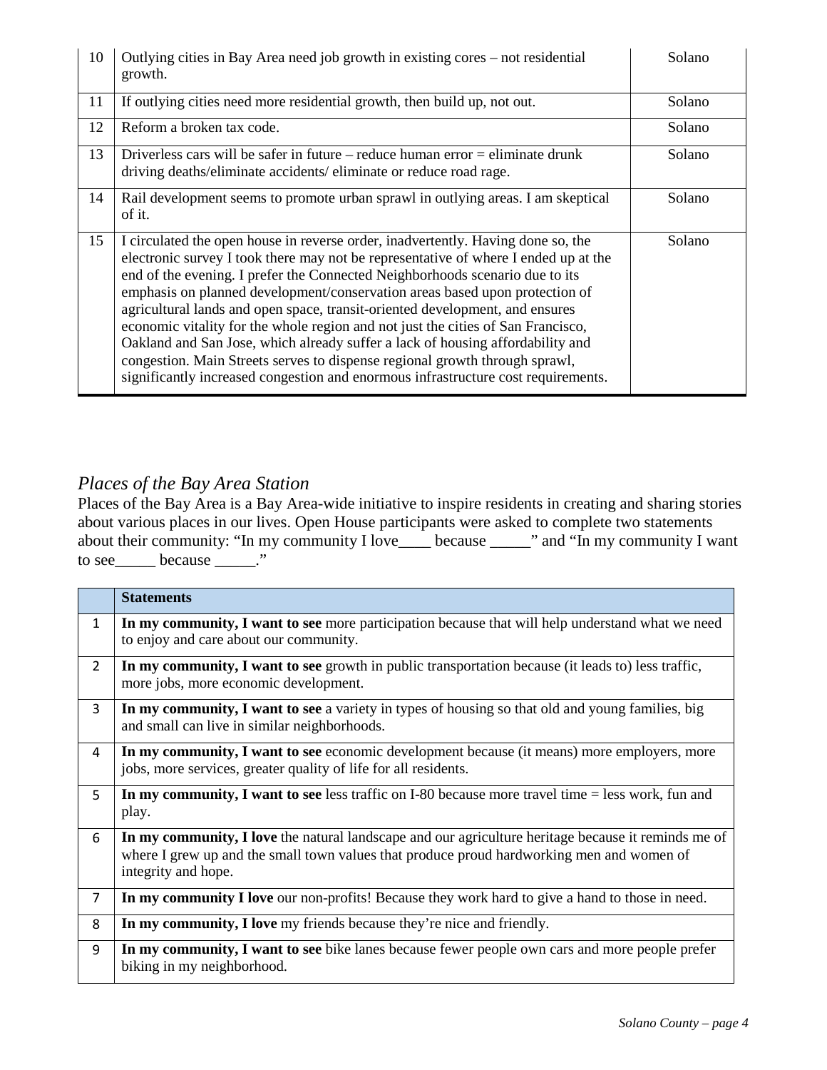| | | |
|---|---|---|
| 10 | Outlying cities in Bay Area need job growth in existing cores – not residential growth. | Solano |
| 11 | If outlying cities need more residential growth, then build up, not out. | Solano |
| 12 | Reform a broken tax code. | Solano |
| 13 | Driverless cars will be safer in future – reduce human error = eliminate drunk driving deaths/eliminate accidents/ eliminate or reduce road rage. | Solano |
| 14 | Rail development seems to promote urban sprawl in outlying areas. I am skeptical of it. | Solano |
| 15 | I circulated the open house in reverse order, inadvertently. Having done so, the electronic survey I took there may not be representative of where I ended up at the end of the evening. I prefer the Connected Neighborhoods scenario due to its emphasis on planned development/conservation areas based upon protection of agricultural lands and open space, transit-oriented development, and ensures economic vitality for the whole region and not just the cities of San Francisco, Oakland and San Jose, which already suffer a lack of housing affordability and congestion. Main Streets serves to dispense regional growth through sprawl, significantly increased congestion and enormous infrastructure cost requirements. | Solano |

## *Places of the Bay Area Station*

Places of the Bay Area is a Bay Area-wide initiative to inspire residents in creating and sharing stories about various places in our lives. Open House participants were asked to complete two statements about their community: "In my community I love____ because _____" and "In my community I want to see_____ because _____."

| | **Statements** |
|---|---|
| 1 | **In my community, I want to see** more participation because that will help understand what we need to enjoy and care about our community. |
| 2 | **In my community, I want to see** growth in public transportation because (it leads to) less traffic, more jobs, more economic development. |
| 3 | **In my community, I want to see** a variety in types of housing so that old and young families, big and small can live in similar neighborhoods. |
| 4 | **In my community, I want to see** economic development because (it means) more employers, more jobs, more services, greater quality of life for all residents. |
| 5 | **In my community, I want to see** less traffic on I-80 because more travel time = less work, fun and play. |
| 6 | **In my community, I love** the natural landscape and our agriculture heritage because it reminds me of where I grew up and the small town values that produce proud hardworking men and women of integrity and hope. |
| 7 | **In my community I love** our non-profits! Because they work hard to give a hand to those in need. |
| 8 | **In my community, I love** my friends because they're nice and friendly. |
| 9 | **In my community, I want to see** bike lanes because fewer people own cars and more people prefer biking in my neighborhood. |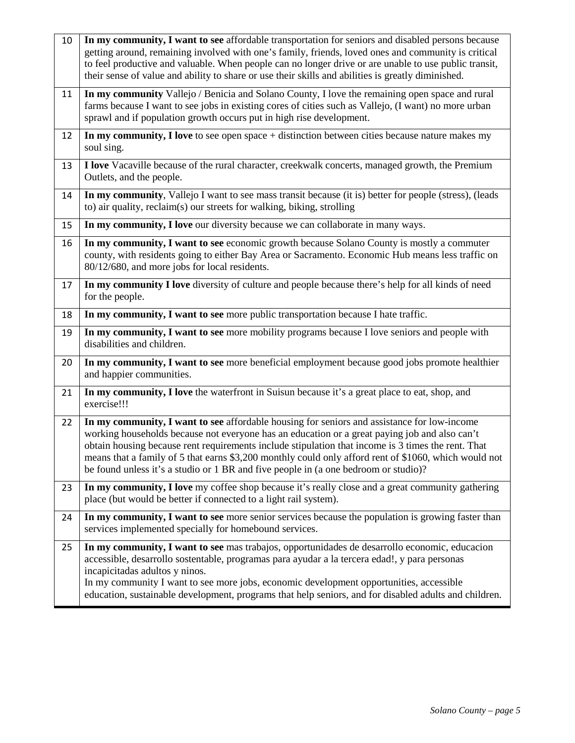| | |
|---|---|
| 10 | **In my community, I want to see** affordable transportation for seniors and disabled persons because getting around, remaining involved with one's family, friends, loved ones and community is critical to feel productive and valuable. When people can no longer drive or are unable to use public transit, their sense of value and ability to share or use their skills and abilities is greatly diminished. |
| 11 | **In my community** Vallejo / Benicia and Solano County, I love the remaining open space and rural farms because I want to see jobs in existing cores of cities such as Vallejo, (I want) no more urban sprawl and if population growth occurs put in high rise development. |
| 12 | **In my community, I love** to see open space + distinction between cities because nature makes my soul sing. |
| 13 | **I love** Vacaville because of the rural character, creekwalk concerts, managed growth, the Premium Outlets, and the people. |
| 14 | **In my community**, Vallejo I want to see mass transit because (it is) better for people (stress), (leads to) air quality, reclaim(s) our streets for walking, biking, strolling |
| 15 | **In my community, I love** our diversity because we can collaborate in many ways. |
| 16 | **In my community, I want to see** economic growth because Solano County is mostly a commuter county, with residents going to either Bay Area or Sacramento. Economic Hub means less traffic on 80/12/680, and more jobs for local residents. |
| 17 | **In my community I love** diversity of culture and people because there's help for all kinds of need for the people. |
| 18 | **In my community, I want to see** more public transportation because I hate traffic. |
| 19 | **In my community, I want to see** more mobility programs because I love seniors and people with disabilities and children. |
| 20 | **In my community, I want to see** more beneficial employment because good jobs promote healthier and happier communities. |
| 21 | **In my community, I love** the waterfront in Suisun because it's a great place to eat, shop, and exercise!!! |
| 22 | **In my community, I want to see** affordable housing for seniors and assistance for low-income working households because not everyone has an education or a great paying job and also can't obtain housing because rent requirements include stipulation that income is 3 times the rent. That means that a family of 5 that earns $3,200 monthly could only afford rent of $1060, which would not be found unless it's a studio or 1 BR and five people in (a one bedroom or studio)? |
| 23 | **In my community, I love** my coffee shop because it's really close and a great community gathering place (but would be better if connected to a light rail system). |
| 24 | **In my community, I want to see** more senior services because the population is growing faster than services implemented specially for homebound services. |
| 25 | **In my community, I want to see** mas trabajos, opportunidades de desarrollo economic, educacion accessible, desarrollo sostentable, programas para ayudar a la tercera edad!, y para personas incapicitadas adultos y ninos.<br>In my community I want to see more jobs, economic development opportunities, accessible education, sustainable development, programs that help seniors, and for disabled adults and children. |